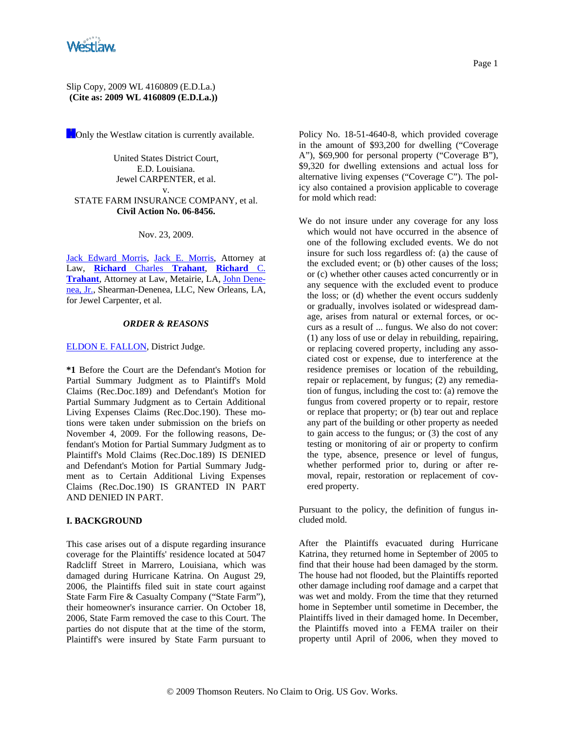Slip Copy, 2009 WL 4160809 (E.D.La.)
**(Cite as: 2009 WL 4160809 (E.D.La.))**

Only the Westlaw citation is currently available.

United States District Court,
E.D. Louisiana.
Jewel CARPENTER, et al.
v.
STATE FARM INSURANCE COMPANY, et al.
**Civil Action No. 06-8456.**

Nov. 23, 2009.

Jack Edward Morris, Jack E. Morris, Attorney at Law, **Richard** Charles **Trahant**, **Richard** C. **Trahant**, Attorney at Law, Metairie, LA, John Denenea, Jr., Shearman-Denenea, LLC, New Orleans, LA, for Jewel Carpenter, et al.

***ORDER & REASONS***

ELDON E. FALLON, District Judge.

**\*1** Before the Court are the Defendant's Motion for Partial Summary Judgment as to Plaintiff's Mold Claims (Rec.Doc.189) and Defendant's Motion for Partial Summary Judgment as to Certain Additional Living Expenses Claims (Rec.Doc.190). These motions were taken under submission on the briefs on November 4, 2009. For the following reasons, Defendant's Motion for Partial Summary Judgment as to Plaintiff's Mold Claims (Rec.Doc.189) IS DENIED and Defendant's Motion for Partial Summary Judgment as to Certain Additional Living Expenses Claims (Rec.Doc.190) IS GRANTED IN PART AND DENIED IN PART.

## I. BACKGROUND

This case arises out of a dispute regarding insurance coverage for the Plaintiffs' residence located at 5047 Radcliff Street in Marrero, Louisiana, which was damaged during Hurricane Katrina. On August 29, 2006, the Plaintiffs filed suit in state court against State Farm Fire & Casualty Company ("State Farm"), their homeowner's insurance carrier. On October 18, 2006, State Farm removed the case to this Court. The parties do not dispute that at the time of the storm, Plaintiff's were insured by State Farm pursuant to Policy No. 18-51-4640-8, which provided coverage in the amount of $93,200 for dwelling ("Coverage A"), $69,900 for personal property ("Coverage B"), $9,320 for dwelling extensions and actual loss for alternative living expenses ("Coverage C"). The policy also contained a provision applicable to coverage for mold which read:

> We do not insure under any coverage for any loss which would not have occurred in the absence of one of the following excluded events. We do not insure for such loss regardless of: (a) the cause of the excluded event; or (b) other causes of the loss; or (c) whether other causes acted concurrently or in any sequence with the excluded event to produce the loss; or (d) whether the event occurs suddenly or gradually, involves isolated or widespread damage, arises from natural or external forces, or occurs as a result of ... fungus. We also do not cover: (1) any loss of use or delay in rebuilding, repairing, or replacing covered property, including any associated cost or expense, due to interference at the residence premises or location of the rebuilding, repair or replacement, by fungus; (2) any remediation of fungus, including the cost to: (a) remove the fungus from covered property or to repair, restore or replace that property; or (b) tear out and replace any part of the building or other property as needed to gain access to the fungus; or (3) the cost of any testing or monitoring of air or property to confirm the type, absence, presence or level of fungus, whether performed prior to, during or after removal, repair, restoration or replacement of covered property.

Pursuant to the policy, the definition of fungus included mold.

After the Plaintiffs evacuated during Hurricane Katrina, they returned home in September of 2005 to find that their house had been damaged by the storm. The house had not flooded, but the Plaintiffs reported other damage including roof damage and a carpet that was wet and moldy. From the time that they returned home in September until sometime in December, the Plaintiffs lived in their damaged home. In December, the Plaintiffs moved into a FEMA trailer on their property until April of 2006, when they moved to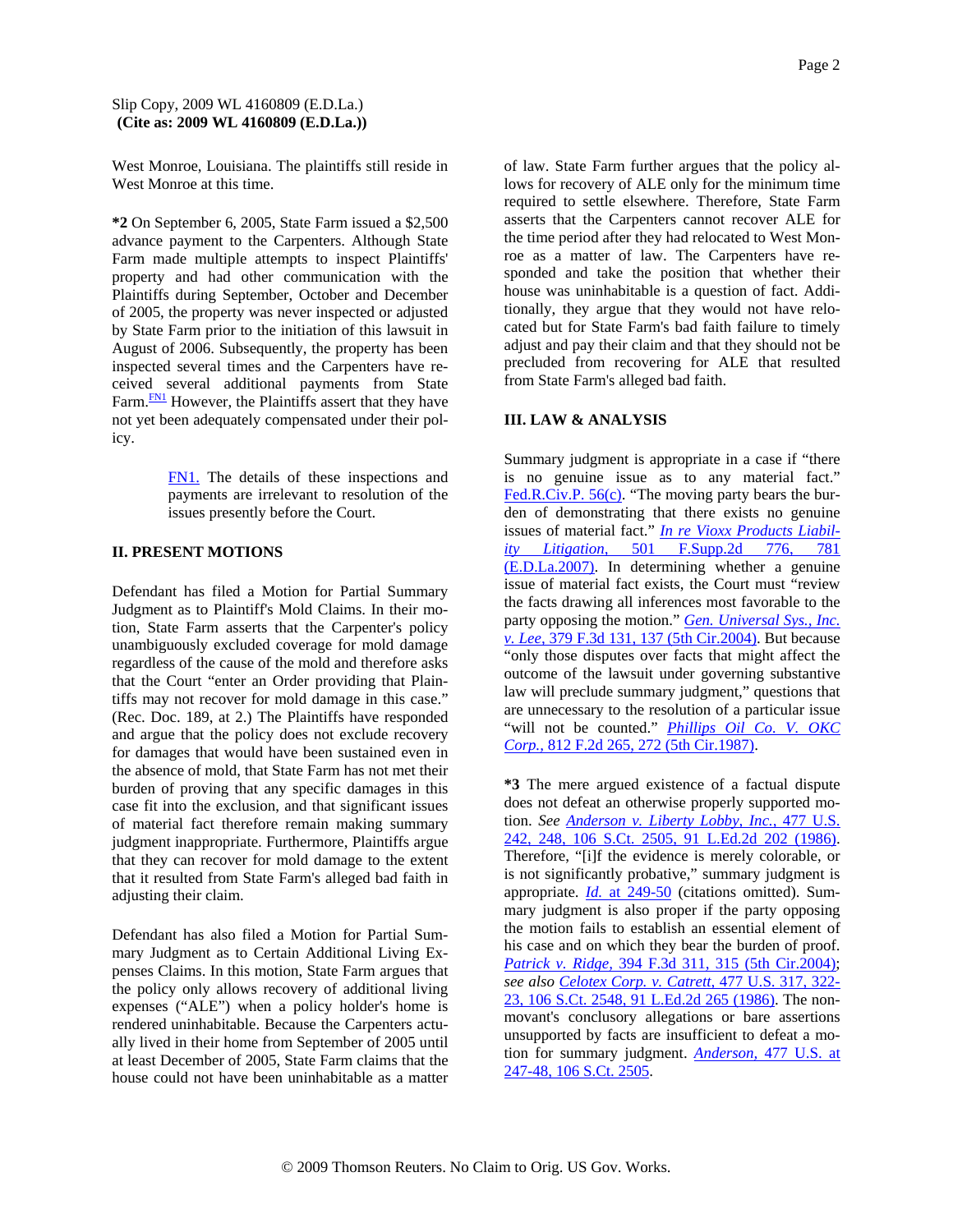West Monroe, Louisiana. The plaintiffs still reside in West Monroe at this time.

**\*2** On September 6, 2005, State Farm issued a $2,500 advance payment to the Carpenters. Although State Farm made multiple attempts to inspect Plaintiffs' property and had other communication with the Plaintiffs during September, October and December of 2005, the property was never inspected or adjusted by State Farm prior to the initiation of this lawsuit in August of 2006. Subsequently, the property has been inspected several times and the Carpenters have received several additional payments from State Farm.[FN1] However, the Plaintiffs assert that they have not yet been adequately compensated under their policy.

> FN1. The details of these inspections and payments are irrelevant to resolution of the issues presently before the Court.

## II. PRESENT MOTIONS

Defendant has filed a Motion for Partial Summary Judgment as to Plaintiff's Mold Claims. In their motion, State Farm asserts that the Carpenter's policy unambiguously excluded coverage for mold damage regardless of the cause of the mold and therefore asks that the Court "enter an Order providing that Plaintiffs may not recover for mold damage in this case." (Rec. Doc. 189, at 2.) The Plaintiffs have responded and argue that the policy does not exclude recovery for damages that would have been sustained even in the absence of mold, that State Farm has not met their burden of proving that any specific damages in this case fit into the exclusion, and that significant issues of material fact therefore remain making summary judgment inappropriate. Furthermore, Plaintiffs argue that they can recover for mold damage to the extent that it resulted from State Farm's alleged bad faith in adjusting their claim.

Defendant has also filed a Motion for Partial Summary Judgment as to Certain Additional Living Expenses Claims. In this motion, State Farm argues that the policy only allows recovery of additional living expenses ("ALE") when a policy holder's home is rendered uninhabitable. Because the Carpenters actually lived in their home from September of 2005 until at least December of 2005, State Farm claims that the house could not have been uninhabitable as a matter of law. State Farm further argues that the policy allows for recovery of ALE only for the minimum time required to settle elsewhere. Therefore, State Farm asserts that the Carpenters cannot recover ALE for the time period after they had relocated to West Monroe as a matter of law. The Carpenters have responded and take the position that whether their house was uninhabitable is a question of fact. Additionally, they argue that they would not have relocated but for State Farm's bad faith failure to timely adjust and pay their claim and that they should not be precluded from recovering for ALE that resulted from State Farm's alleged bad faith.

## III. LAW & ANALYSIS

Summary judgment is appropriate in a case if "there is no genuine issue as to any material fact." Fed.R.Civ.P. 56(c). "The moving party bears the burden of demonstrating that there exists no genuine issues of material fact." *In re Vioxx Products Liability Litigation*, 501 F.Supp.2d 776, 781 (E.D.La.2007). In determining whether a genuine issue of material fact exists, the Court must "review the facts drawing all inferences most favorable to the party opposing the motion." *Gen. Universal Sys., Inc. v. Lee*, 379 F.3d 131, 137 (5th Cir.2004). But because "only those disputes over facts that might affect the outcome of the lawsuit under governing substantive law will preclude summary judgment," questions that are unnecessary to the resolution of a particular issue "will not be counted." *Phillips Oil Co. V. OKC Corp.*, 812 F.2d 265, 272 (5th Cir.1987).

**\*3** The mere argued existence of a factual dispute does not defeat an otherwise properly supported motion. *See* *Anderson v. Liberty Lobby, Inc.*, 477 U.S. 242, 248, 106 S.Ct. 2505, 91 L.Ed.2d 202 (1986). Therefore, "[i]f the evidence is merely colorable, or is not significantly probative," summary judgment is appropriate. *Id.* at 249-50 (citations omitted). Summary judgment is also proper if the party opposing the motion fails to establish an essential element of his case and on which they bear the burden of proof. *Patrick v. Ridge*, 394 F.3d 311, 315 (5th Cir.2004); *see also* *Celotex Corp. v. Catrett*, 477 U.S. 317, 322-23, 106 S.Ct. 2548, 91 L.Ed.2d 265 (1986). The non-movant's conclusory allegations or bare assertions unsupported by facts are insufficient to defeat a motion for summary judgment. *Anderson*, 477 U.S. at 247-48, 106 S.Ct. 2505.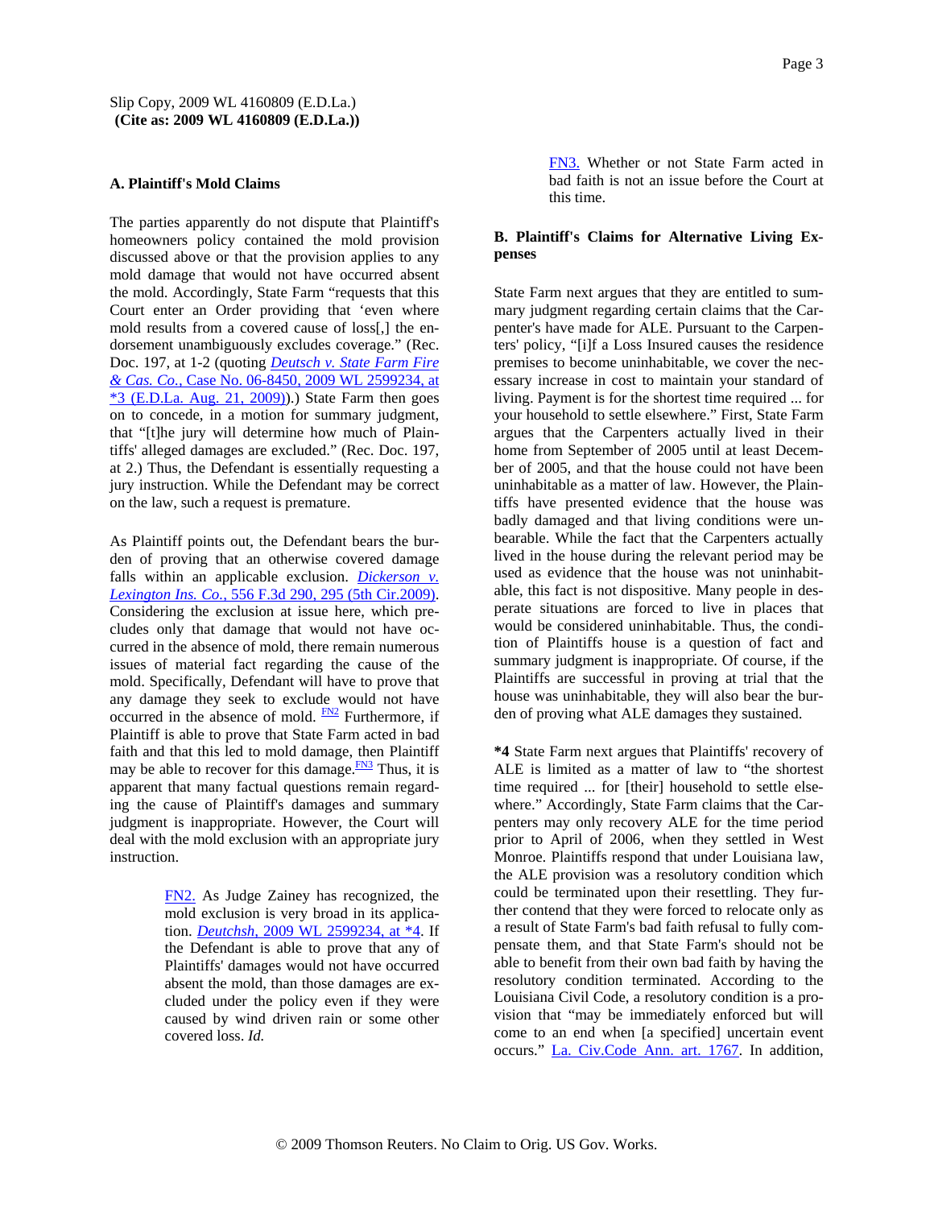### A. Plaintiff's Mold Claims

The parties apparently do not dispute that Plaintiff's homeowners policy contained the mold provision discussed above or that the provision applies to any mold damage that would not have occurred absent the mold. Accordingly, State Farm "requests that this Court enter an Order providing that 'even where mold results from a covered cause of loss[,] the endorsement unambiguously excludes coverage." (Rec. Doc. 197, at 1-2 (quoting *Deutsch v. State Farm Fire & Cas. Co.*, Case No. 06-8450, 2009 WL 2599234, at *3 (E.D.La. Aug. 21, 2009)).) State Farm then goes on to concede, in a motion for summary judgment, that "[t]he jury will determine how much of Plaintiffs' alleged damages are excluded." (Rec. Doc. 197, at 2.) Thus, the Defendant is essentially requesting a jury instruction. While the Defendant may be correct on the law, such a request is premature.

As Plaintiff points out, the Defendant bears the burden of proving that an otherwise covered damage falls within an applicable exclusion. *Dickerson v. Lexington Ins. Co.*, 556 F.3d 290, 295 (5th Cir.2009). Considering the exclusion at issue here, which precludes only that damage that would not have occurred in the absence of mold, there remain numerous issues of material fact regarding the cause of the mold. Specifically, Defendant will have to prove that any damage they seek to exclude would not have occurred in the absence of mold. [FN2] Furthermore, if Plaintiff is able to prove that State Farm acted in bad faith and that this led to mold damage, then Plaintiff may be able to recover for this damage.[FN3] Thus, it is apparent that many factual questions remain regarding the cause of Plaintiff's damages and summary judgment is inappropriate. However, the Court will deal with the mold exclusion with an appropriate jury instruction.

> FN2. As Judge Zainey has recognized, the mold exclusion is very broad in its application. *Deutchsh*, 2009 WL 2599234, at *4. If the Defendant is able to prove that any of Plaintiffs' damages would not have occurred absent the mold, than those damages are excluded under the policy even if they were caused by wind driven rain or some other covered loss. *Id.*

> FN3. Whether or not State Farm acted in bad faith is not an issue before the Court at this time.

### B. Plaintiff's Claims for Alternative Living Expenses

State Farm next argues that they are entitled to summary judgment regarding certain claims that the Carpenter's have made for ALE. Pursuant to the Carpenters' policy, "[i]f a Loss Insured causes the residence premises to become uninhabitable, we cover the necessary increase in cost to maintain your standard of living. Payment is for the shortest time required ... for your household to settle elsewhere." First, State Farm argues that the Carpenters actually lived in their home from September of 2005 until at least December of 2005, and that the house could not have been uninhabitable as a matter of law. However, the Plaintiffs have presented evidence that the house was badly damaged and that living conditions were unbearable. While the fact that the Carpenters actually lived in the house during the relevant period may be used as evidence that the house was not uninhabitable, this fact is not dispositive. Many people in desperate situations are forced to live in places that would be considered uninhabitable. Thus, the condition of Plaintiffs house is a question of fact and summary judgment is inappropriate. Of course, if the Plaintiffs are successful in proving at trial that the house was uninhabitable, they will also bear the burden of proving what ALE damages they sustained.

**\*4** State Farm next argues that Plaintiffs' recovery of ALE is limited as a matter of law to "the shortest time required ... for [their] household to settle elsewhere." Accordingly, State Farm claims that the Carpenters may only recovery ALE for the time period prior to April of 2006, when they settled in West Monroe. Plaintiffs respond that under Louisiana law, the ALE provision was a resolutory condition which could be terminated upon their resettling. They further contend that they were forced to relocate only as a result of State Farm's bad faith refusal to fully compensate them, and that State Farm's should not be able to benefit from their own bad faith by having the resolutory condition terminated. According to the Louisiana Civil Code, a resolutory condition is a provision that "may be immediately enforced but will come to an end when [a specified] uncertain event occurs." La. Civ.Code Ann. art. 1767. In addition,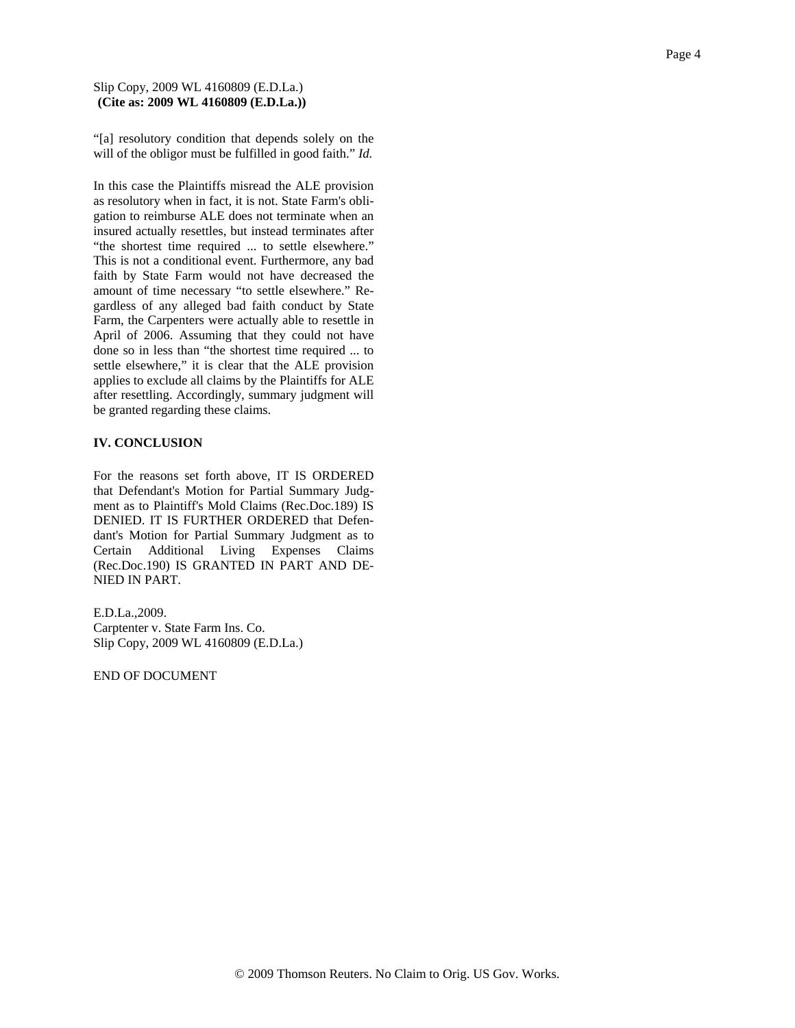"[a] resolutory condition that depends solely on the will of the obligor must be fulfilled in good faith." *Id.*

In this case the Plaintiffs misread the ALE provision as resolutory when in fact, it is not. State Farm's obligation to reimburse ALE does not terminate when an insured actually resettles, but instead terminates after "the shortest time required ... to settle elsewhere." This is not a conditional event. Furthermore, any bad faith by State Farm would not have decreased the amount of time necessary "to settle elsewhere." Regardless of any alleged bad faith conduct by State Farm, the Carpenters were actually able to resettle in April of 2006. Assuming that they could not have done so in less than "the shortest time required ... to settle elsewhere," it is clear that the ALE provision applies to exclude all claims by the Plaintiffs for ALE after resettling. Accordingly, summary judgment will be granted regarding these claims.

## IV. CONCLUSION

For the reasons set forth above, IT IS ORDERED that Defendant's Motion for Partial Summary Judgment as to Plaintiff's Mold Claims (Rec.Doc.189) IS DENIED. IT IS FURTHER ORDERED that Defendant's Motion for Partial Summary Judgment as to Certain Additional Living Expenses Claims (Rec.Doc.190) IS GRANTED IN PART AND DENIED IN PART.

E.D.La.,2009.
Carptenter v. State Farm Ins. Co.
Slip Copy, 2009 WL 4160809 (E.D.La.)

END OF DOCUMENT